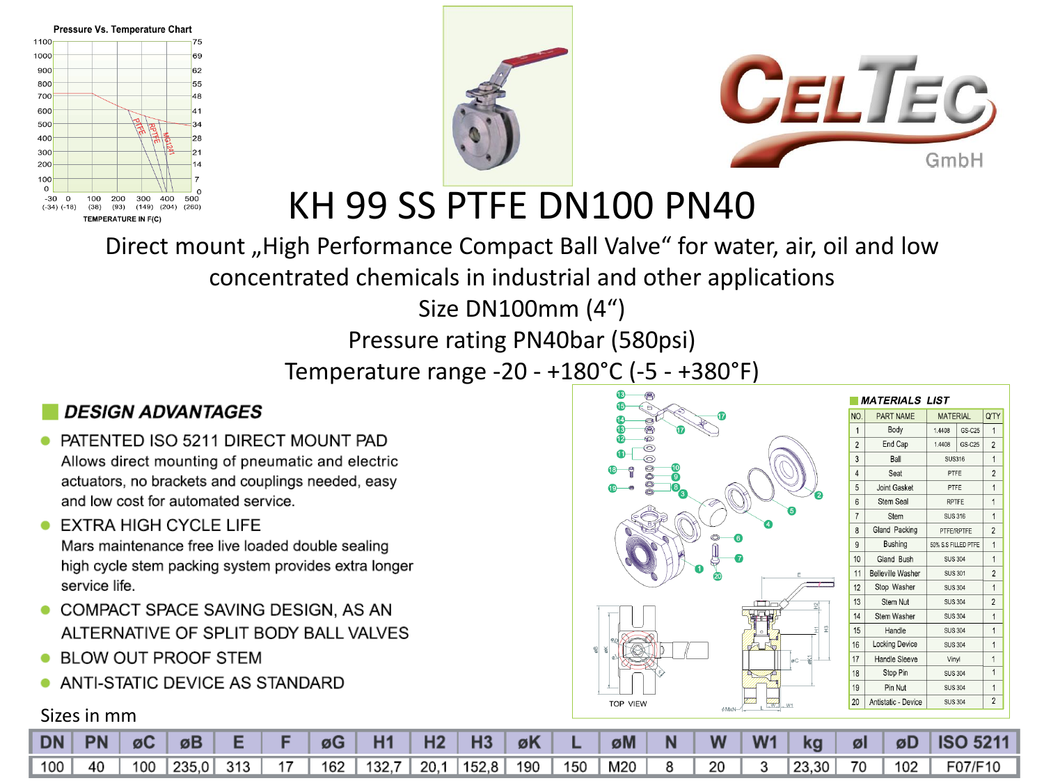# KH 99 SS PTFE DN100 PN40

Direct mount „High Performance Compact Ball Valve“ for water, air, oil and low concentrated chemicals in industrial and other applications

Size DN100mm (4“)

Pressure rating PN40bar (580psi)

Temperature range -20 - +180°C (-5 - +380°F)

## DESIGN ADVANTAGES

- PATENTED ISO 5211 DIRECT MOUNT PAD
  Allows direct mounting of pneumatic and electric actuators, no brackets and couplings needed, easy and low cost for automated service.
- EXTRA HIGH CYCLE LIFE
  Mars maintenance free live loaded double sealing high cycle stem packing system provides extra longer service life.
- COMPACT SPACE SAVING DESIGN, AS AN ALTERNATIVE OF SPLIT BODY BALL VALVES
- BLOW OUT PROOF STEM
- ANTI-STATIC DEVICE AS STANDARD

## MATERIALS LIST

| NO. | PART NAME | MATERIAL | | Q'TY |
|---|---|---|---|---|
| 1 | Body | 1.4408 | GS-C25 | 1 |
| 2 | End Cap | 1.4408 | GS-C25 | 2 |
| 3 | Ball | SUS316 | | 1 |
| 4 | Seat | PTFE | | 2 |
| 5 | Joint Gasket | PTFE | | 1 |
| 6 | Stem Seal | RPTFE | | 1 |
| 7 | Stem | SUS 316 | | 1 |
| 8 | Gland Packing | PTFE/RPTFE | | 2 |
| 9 | Bushing | 50% S.S FILLED PTFE | | 1 |
| 10 | Gland Bush | SUS 304 | | 1 |
| 11 | Belleville Washer | SUS 301 | | 2 |
| 12 | Stop Washer | SUS 304 | | 1 |
| 13 | Stem Nut | SUS 304 | | 2 |
| 14 | Stem Washer | SUS 304 | | 1 |
| 15 | Handle | SUS 304 | | 1 |
| 16 | Locking Device | SUS 304 | | 1 |
| 17 | Handle Sleeve | Vinyl | | 1 |
| 18 | Stop Pin | SUS 304 | | 1 |
| 19 | Pin Nut | SUS 304 | | 1 |
| 20 | Antistatic - Device | SUS 304 | | 2 |

Sizes in mm

| DN | PN | øC | øB | E | F | øG | H1 | H2 | H3 | øK | L | øM | N | W | W1 | kg | øl | øD | ISO 5211 |
|---|---|---|---|---|---|---|---|---|---|---|---|---|---|---|---|---|---|---|---|
| 100 | 40 | 100 | 235,0 | 313 | 17 | 162 | 132,7 | 20,1 | 152,8 | 190 | 150 | M20 | 8 | 20 | 3 | 23,30 | 70 | 102 | F07/F10 |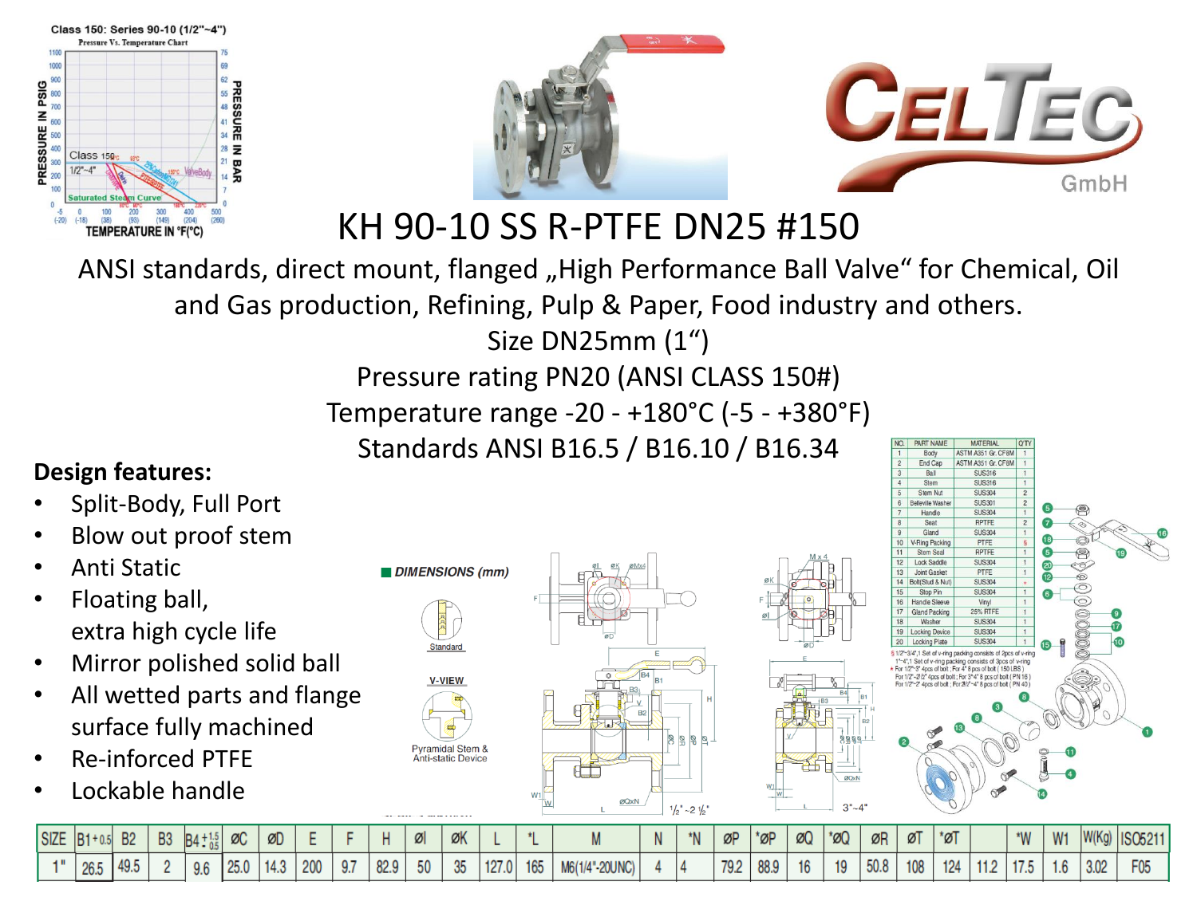# KH 90-10 SS R-PTFE DN25 #150

ANSI standards, direct mount, flanged „High Performance Ball Valve“ for Chemical, Oil and Gas production, Refining, Pulp & Paper, Food industry and others.

Size DN25mm (1“)

Pressure rating PN20 (ANSI CLASS 150#)

Temperature range -20 - +180°C (-5 - +380°F)

Standards ANSI B16.5 / B16.10 / B16.34

**Design features:**

- Split-Body, Full Port
- Blow out proof stem
- Anti Static
- Floating ball, extra high cycle life
- Mirror polished solid ball
- All wetted parts and flange surface fully machined
- Re-inforced PTFE
- Lockable handle

| NO. | PART NAME | MATERIAL | Q'TY |
|---|---|---|---|
| 1 | Body | ASTM A351 Gr. CF8M | 1 |
| 2 | End Cap | ASTM A351 Gr. CF8M | 1 |
| 3 | Ball | SUS316 | 1 |
| 4 | Stem | SUS316 | 1 |
| 5 | Stem Nut | SUS304 | 2 |
| 6 | Belleville Washer | SUS301 | 2 |
| 7 | Handle | SUS304 | 1 |
| 8 | Seat | RPTFE | 2 |
| 9 | Gland | SUS304 | 1 |
| 10 | V-Ring Packing | PTFE | § |
| 11 | Stem Seal | RPTFE | 1 |
| 12 | Lock Saddle | SUS304 | 1 |
| 13 | Joint Gasket | PTFE | 1 |
| 14 | Bolt(Stud & Nut) | SUS304 | * |
| 15 | Stop Pin | SUS304 | 1 |
| 16 | Handle Sleeve | Vinyl | 1 |
| 17 | Gland Packing | 25% RTFE | 1 |
| 18 | Washer | SUS304 | 1 |
| 19 | Locking Device | SUS304 | 1 |
| 20 | Locking Plate | SUS304 | 1 |

§ 1/2"~3/4",1 Set of v-ring packing consists of 2pcs of v-ring
1"~4",1 Set of v-ring packing consists of 3pcs of v-ring
* For 1/2"~3" 4pcs of bolt ; For 4" 8 pcs of bolt ( 150 LBS )
For 1/2"~2 1/2" 4pcs of bolt ; For 3"4" 8 pcs of bolt ( PN 16 )
For 1/2"~2" 4pcs of bolt ; For 2 1/2"~4" 8 pcs of bolt ( PN 40 )

**DIMENSIONS (mm)**

| SIZE | B1 +0.5 | B2 | B3 | B4 +1.5/-0.5 | ØC | ØD | E | F | H | ØI | ØK | L | *L | M | N | *N | ØP | *ØP | ØQ | *ØQ | ØR | ØT | *ØT | | *W | W1 | W(Kg) | ISO5211 |
|---|---|---|---|---|---|---|---|---|---|---|---|---|---|---|---|---|---|---|---|---|---|---|---|---|---|---|---|---|
| 1" | 26.5 | 49.5 | 2 | 9.6 | 25.0 | 14.3 | 200 | 9.7 | 82.9 | 50 | 35 | 127.0 | 165 | M6(1/4"-20UNC) | 4 | 4 | 79.2 | 88.9 | 16 | 19 | 50.8 | 108 | 124 | 11.2 | 17.5 | 1.6 | 3.02 | F05 |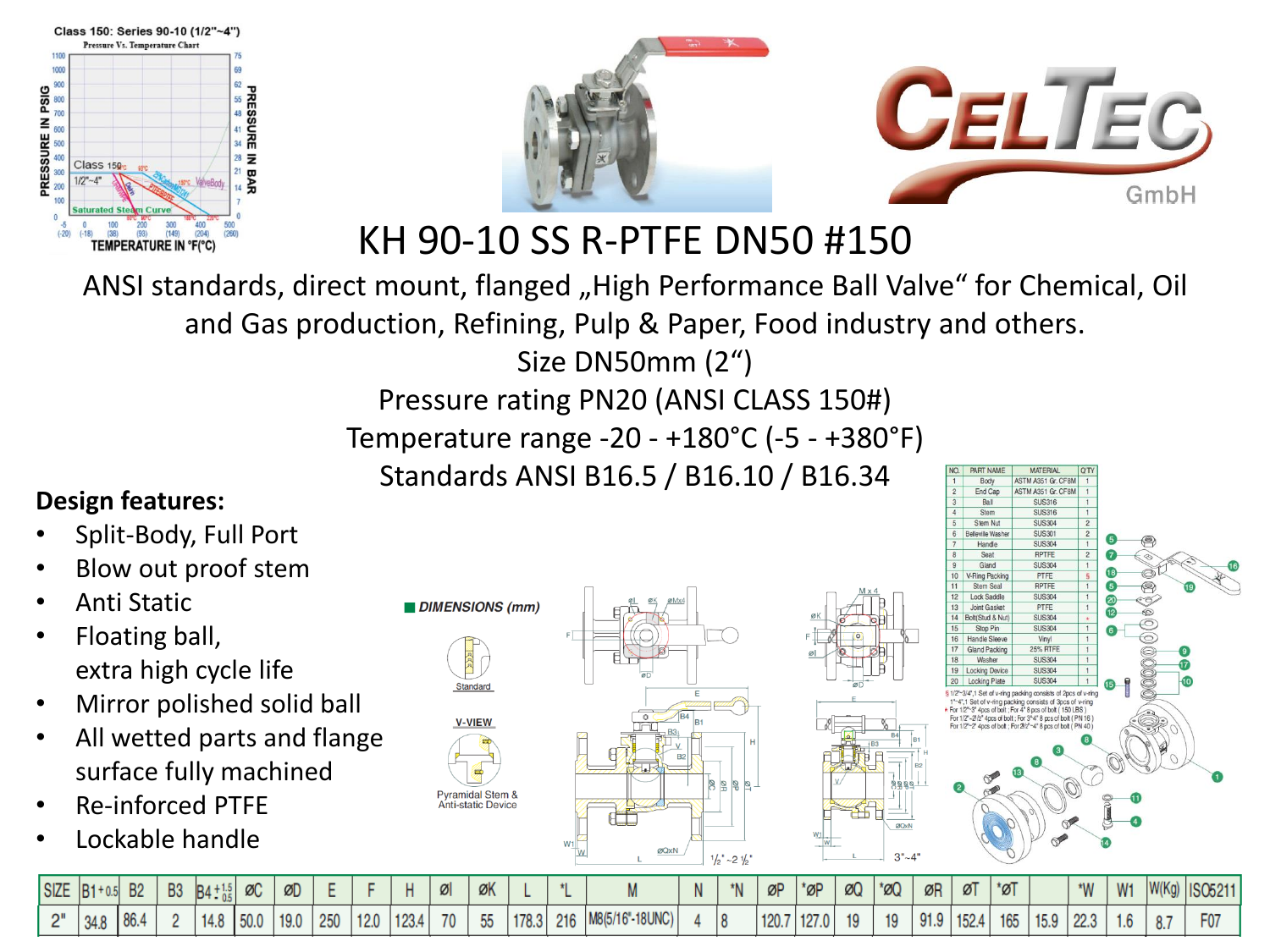# KH 90-10 SS R-PTFE DN50 #150

ANSI standards, direct mount, flanged „High Performance Ball Valve" for Chemical, Oil and Gas production, Refining, Pulp & Paper, Food industry and others.

Size DN50mm (2")

Pressure rating PN20 (ANSI CLASS 150#)

Temperature range -20 - +180°C (-5 - +380°F)

Standards ANSI B16.5 / B16.10 / B16.34

**Design features:**

- Split-Body, Full Port
- Blow out proof stem
- Anti Static
- Floating ball, extra high cycle life
- Mirror polished solid ball
- All wetted parts and flange surface fully machined
- Re-inforced PTFE
- Lockable handle

| NO. | PART NAME | MATERIAL | Q'TY |
|---|---|---|---|
| 1 | Body | ASTM A351 Gr. CF8M | 1 |
| 2 | End Cap | ASTM A351 Gr. CF8M | 1 |
| 3 | Ball | SUS316 | 1 |
| 4 | Stem | SUS316 | 1 |
| 5 | Stem Nut | SUS304 | 2 |
| 6 | Belleville Washer | SUS301 | 2 |
| 7 | Handle | SUS304 | 1 |
| 8 | Seat | RPTFE | 2 |
| 9 | Gland | SUS304 | 1 |
| 10 | V-Ring Packing | PTFE | § |
| 11 | Stem Seal | RPTFE | 1 |
| 12 | Lock Saddle | SUS304 | 1 |
| 13 | Joint Gasket | PTFE | 1 |
| 14 | Bolt(Stud & Nut) | SUS304 | * |
| 15 | Stop Pin | SUS304 | 1 |
| 16 | Handle Sleeve | Vinyl | 1 |
| 17 | Gland Packing | 25% RTFE | 1 |
| 18 | Washer | SUS304 | 1 |
| 19 | Locking Device | SUS304 | 1 |
| 20 | Locking Plate | SUS304 | 1 |

§ 1/2"~3/4",1 Set of v-ring packing consists of 2pcs of v-ring
1"~4",1 Set of v-ring packing consists of 3pcs of v-ring
\* For 1/2"~3" 4pcs of bolt ; For 4" 8 pcs of bolt ( 150 LBS )
For 1/2"~2 1/2" 4pcs of bolt ; For 3"4" 8 pcs of bolt ( PN 16 )
For 1/2"~2" 4pcs of bolt ; For 2 1/2"~4" 8 pcs of bolt ( PN 40 )

**DIMENSIONS (mm)**

| SIZE | B1 +0.5 | B2 | B3 | B4 +1.5/-0.5 | ØC | ØD | E | F | H | ØI | ØK | L | *L | M | N | *N | ØP | *ØP | ØQ | *ØQ | ØR | ØT | *ØT | | *W | W1 | W(Kg) | ISO5211 |
|---|---|---|---|---|---|---|---|---|---|---|---|---|---|---|---|---|---|---|---|---|---|---|---|---|---|---|---|---|
| 2" | 34.8 | 86.4 | 2 | 14.8 | 50.0 | 19.0 | 250 | 12.0 | 123.4 | 70 | 55 | 178.3 | 216 | M8(5/16"-18UNC) | 4 | 8 | 120.7 | 127.0 | 19 | 19 | 91.9 | 152.4 | 165 | 15.9 | 22.3 | 1.6 | 8.7 | F07 |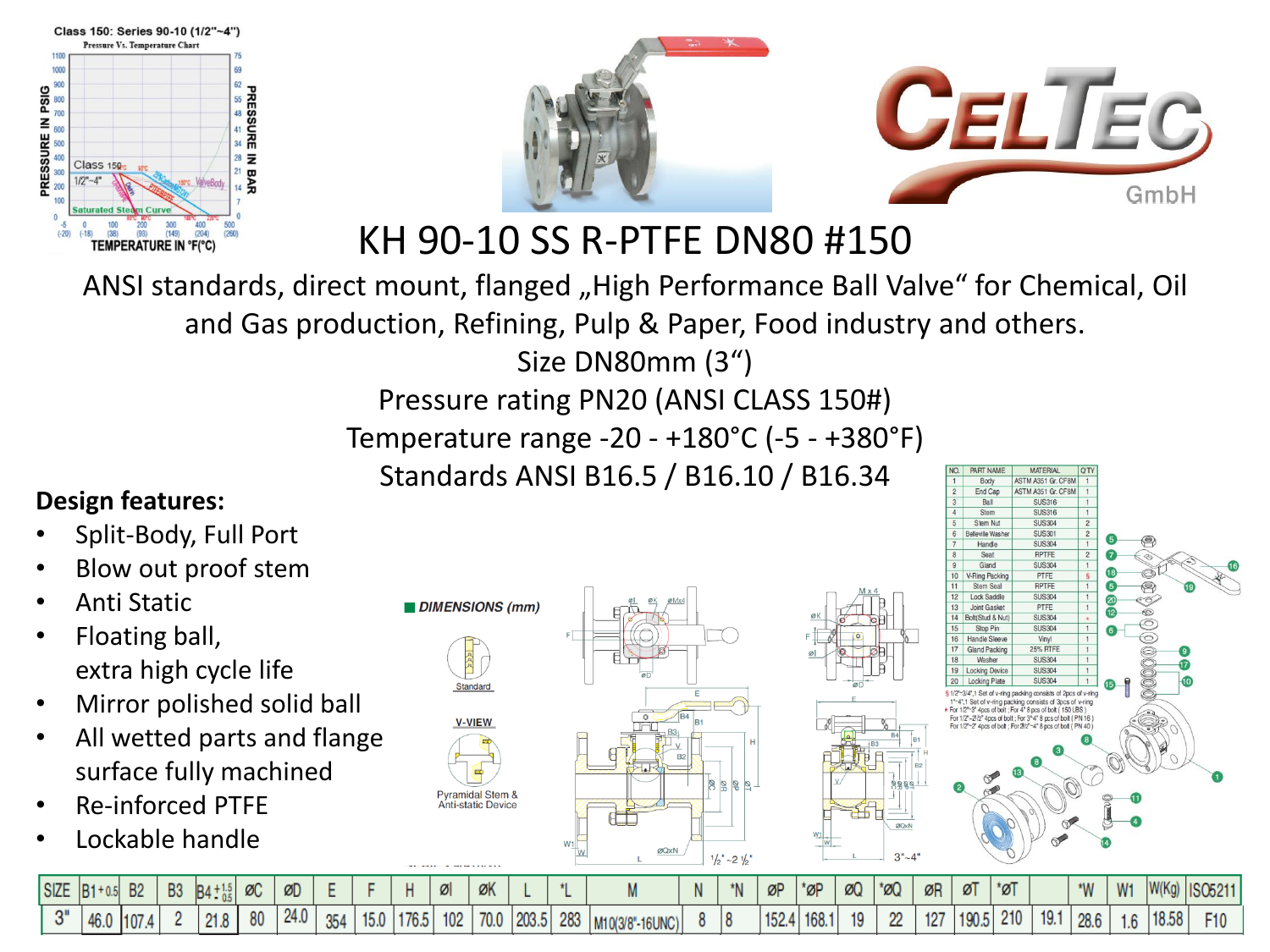# KH 90-10 SS R-PTFE DN80 #150

ANSI standards, direct mount, flanged „High Performance Ball Valve“ for Chemical, Oil and Gas production, Refining, Pulp & Paper, Food industry and others.

Size DN80mm (3“)

Pressure rating PN20 (ANSI CLASS 150#)

Temperature range -20 - +180°C (-5 - +380°F)

Standards ANSI B16.5 / B16.10 / B16.34

**Design features:**

- Split-Body, Full Port
- Blow out proof stem
- Anti Static
- Floating ball, extra high cycle life
- Mirror polished solid ball
- All wetted parts and flange surface fully machined
- Re-inforced PTFE
- Lockable handle

| NO. | PART NAME | MATERIAL | Q'TY |
|---|---|---|---|
| 1 | Body | ASTM A351 Gr. CF8M | 1 |
| 2 | End Cap | ASTM A351 Gr. CF8M | 1 |
| 3 | Ball | SUS316 | 1 |
| 4 | Stem | SUS316 | 1 |
| 5 | Stem Nut | SUS304 | 2 |
| 6 | Belleville Washer | SUS301 | 2 |
| 7 | Handle | SUS304 | 1 |
| 8 | Seat | RPTFE | 2 |
| 9 | Gland | SUS304 | 1 |
| 10 | V-Ring Packing | PTFE | § |
| 11 | Stem Seal | RPTFE | 1 |
| 12 | Lock Saddle | SUS304 | 1 |
| 13 | Joint Gasket | PTFE | 1 |
| 14 | Bolt(Stud & Nut) | SUS304 | * |
| 15 | Stop Pin | SUS304 | 1 |
| 16 | Handle Sleeve | Vinyl | 1 |
| 17 | Gland Packing | 25% RTFE | 1 |
| 18 | Washer | SUS304 | 1 |
| 19 | Locking Device | SUS304 | 1 |
| 20 | Locking Plate | SUS304 | 1 |

§ 1/2"~3/4",1 Set of v-ring packing consists of 2pcs of v-ring
1"~4",1 Set of v-ring packing consists of 3pcs of v-ring
* For 1/2"~3" 4pcs of bolt ; For 4" 8 pcs of bolt ( 150 LBS )
For 1/2"~2 1/2" 4pcs of bolt ; For 3"~4" 8 pcs of bolt ( PN 16 )
For 1/2"~2" 4pcs of bolt ; For 2 1/2"~4" 8 pcs of bolt ( PN 40 )

**DIMENSIONS (mm)**

| SIZE | B1+0.5 | B2 | B3 | B4 +1.5/-0.5 | øC | øD | E | F | H | øI | øK | L | *L | M | N | *N | øP | *øP | øQ | *øQ | øR | øT | *øT | | *W | W1 | W(Kg) | ISO5211 |
|---|---|---|---|---|---|---|---|---|---|---|---|---|---|---|---|---|---|---|---|---|---|---|---|---|---|---|---|---|
| 3" | 46.0 | 107.4 | 2 | 21.8 | 80 | 24.0 | 354 | 15.0 | 176.5 | 102 | 70.0 | 203.5 | 283 | M10(3/8"-16UNC) | 8 | 8 | 152.4 | 168.1 | 19 | 22 | 127 | 190.5 | 210 | 19.1 | 28.6 | 1.6 | 18.58 | F10 |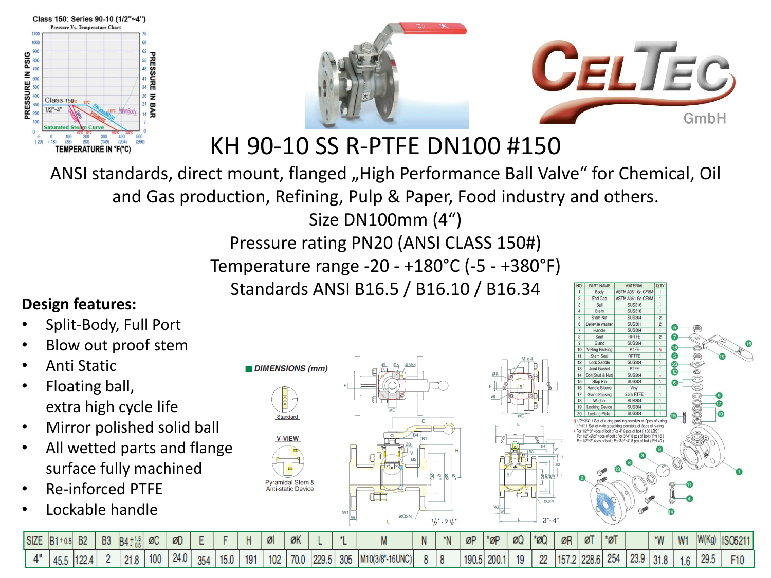# KH 90-10 SS R-PTFE DN100 #150

ANSI standards, direct mount, flanged „High Performance Ball Valve“ for Chemical, Oil and Gas production, Refining, Pulp & Paper, Food industry and others.

Size DN100mm (4“)

Pressure rating PN20 (ANSI CLASS 150#)

Temperature range -20 - +180°C (-5 - +380°F)

Standards ANSI B16.5 / B16.10 / B16.34

**Design features:**

- Split-Body, Full Port
- Blow out proof stem
- Anti Static
- Floating ball, extra high cycle life
- Mirror polished solid ball
- All wetted parts and flange surface fully machined
- Re-inforced PTFE
- Lockable handle

| NO. | PART NAME | MATERIAL | Q'TY |
|---|---|---|---|
| 1 | Body | ASTM A351 Gr. CF8M | 1 |
| 2 | End Cap | ASTM A351 Gr. CF8M | 1 |
| 3 | Ball | SUS316 | 1 |
| 4 | Stem | SUS316 | 1 |
| 5 | Stem Nut | SUS304 | 2 |
| 6 | Belleville Washer | SUS301 | 2 |
| 7 | Handle | SUS304 | 1 |
| 8 | Seat | RPTFE | 2 |
| 9 | Gland | SUS304 | 1 |
| 10 | V-Ring Packing | PTFE | § |
| 11 | Stem Seal | RPTFE | 1 |
| 12 | Lock Saddle | SUS304 | 1 |
| 13 | Joint Gasket | PTFE | 1 |
| 14 | Bolt(Stud & Nut) | SUS304 | * |
| 15 | Stop Pin | SUS304 | 1 |
| 16 | Handle Sleeve | Vinyl | 1 |
| 17 | Gland Packing | 25% RTFE | 1 |
| 18 | Washer | SUS304 | 1 |
| 19 | Locking Device | SUS304 | 1 |
| 20 | Locking Plate | SUS304 | 1 |

§ 1/2"~3/4",1 Set of v-ring packing consists of 2pcs of v-ring
1"~4",1 Set of v-ring packing consists of 3pcs of v-ring
* For 1/2"~3" 4pcs of bolt ; For 4" 8 pcs of bolt ( 150 LBS )
For 1/2"~2 1/2" 4pcs of bolt ; For 3"4" 8 pcs of bolt ( PN 16 )
For 1/2"~2" 4pcs of bolt ; For 2 1/2"~4" 8 pcs of bolt ( PN 40 )

**DIMENSIONS (mm)**

| SIZE | B1+0.5 | B2 | B3 | B4 +1.5/-0.5 | ØC | ØD | E | F | H | ØI | ØK | L | *L | M | N | *N | ØP | *ØP | ØQ | *ØQ | ØR | ØT | *ØT | | *W | W1 | W(Kg) | ISO5211 |
|---|---|---|---|---|---|---|---|---|---|---|---|---|---|---|---|---|---|---|---|---|---|---|---|---|---|---|---|---|
| 4" | 45.5 | 122.4 | 2 | 21.8 | 100 | 24.0 | 354 | 15.0 | 191 | 102 | 70.0 | 229.5 | 305 | M10(3/8"-16UNC) | 8 | 8 | 190.5 | 200.1 | 19 | 22 | 157.2 | 228.6 | 254 | 23.9 | 31.8 | 1.6 | 29.5 | F10 |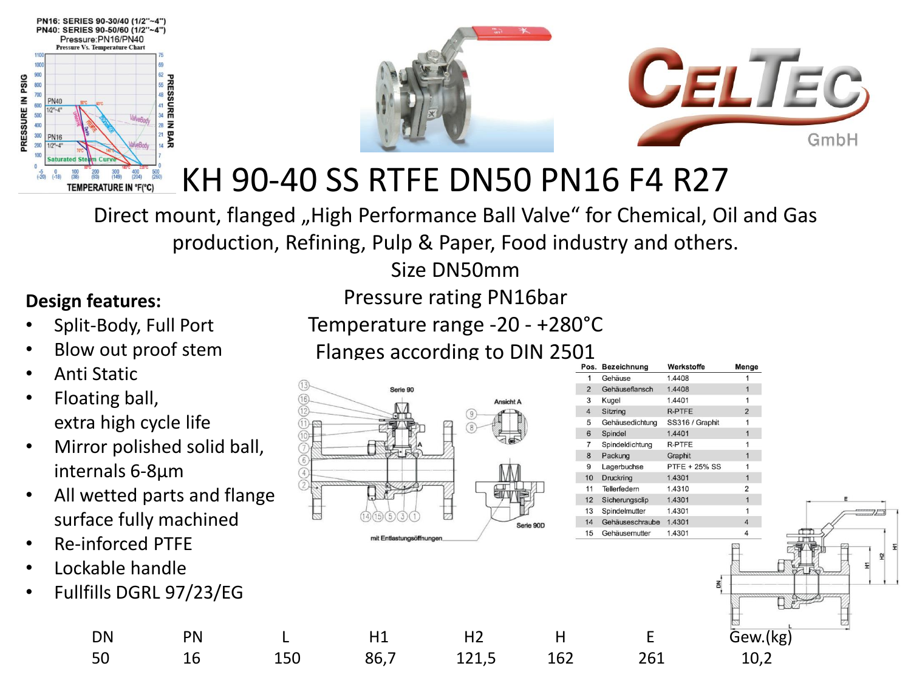# KH 90-40 SS RTFE DN50 PN16 F4 R27

Direct mount, flanged „High Performance Ball Valve“ for Chemical, Oil and Gas production, Refining, Pulp & Paper, Food industry and others.

Size DN50mm

Pressure rating PN16bar

Temperature range -20 - +280°C

Flanges according to DIN 2501

**Design features:**

- Split-Body, Full Port
- Blow out proof stem
- Anti Static
- Floating ball, extra high cycle life
- Mirror polished solid ball, internals 6-8µm
- All wetted parts and flange surface fully machined
- Re-inforced PTFE
- Lockable handle
- Fullfills DGRL 97/23/EG

| Pos. | Bezeichnung | Werkstoffe | Menge |
|---|---|---|---|
| 1 | Gehäuse | 1.4408 | 1 |
| 2 | Gehäuseflansch | 1.4408 | 1 |
| 3 | Kugel | 1.4401 | 1 |
| 4 | Sitzring | R-PTFE | 2 |
| 5 | Gehäusedichtung | SS316 / Graphit | 1 |
| 6 | Spindel | 1.4401 | 1 |
| 7 | Spindeldichtung | R-PTFE | 1 |
| 8 | Packung | Graphit | 1 |
| 9 | Lagerbuchse | PTFE + 25% SS | 1 |
| 10 | Druckring | 1.4301 | 1 |
| 11 | Tellerfedern | 1.4310 | 2 |
| 12 | Sicherungsclip | 1.4301 | 1 |
| 13 | Spindelmutter | 1.4301 | 1 |
| 14 | Gehäuseschraube | 1.4301 | 4 |
| 15 | Gehäusemutter | 1.4301 | 4 |

| DN | PN | L | H1 | H2 | H | E | Gew.(kg) |
|---|---|---|---|---|---|---|---|
| 50 | 16 | 150 | 86,7 | 121,5 | 162 | 261 | 10,2 |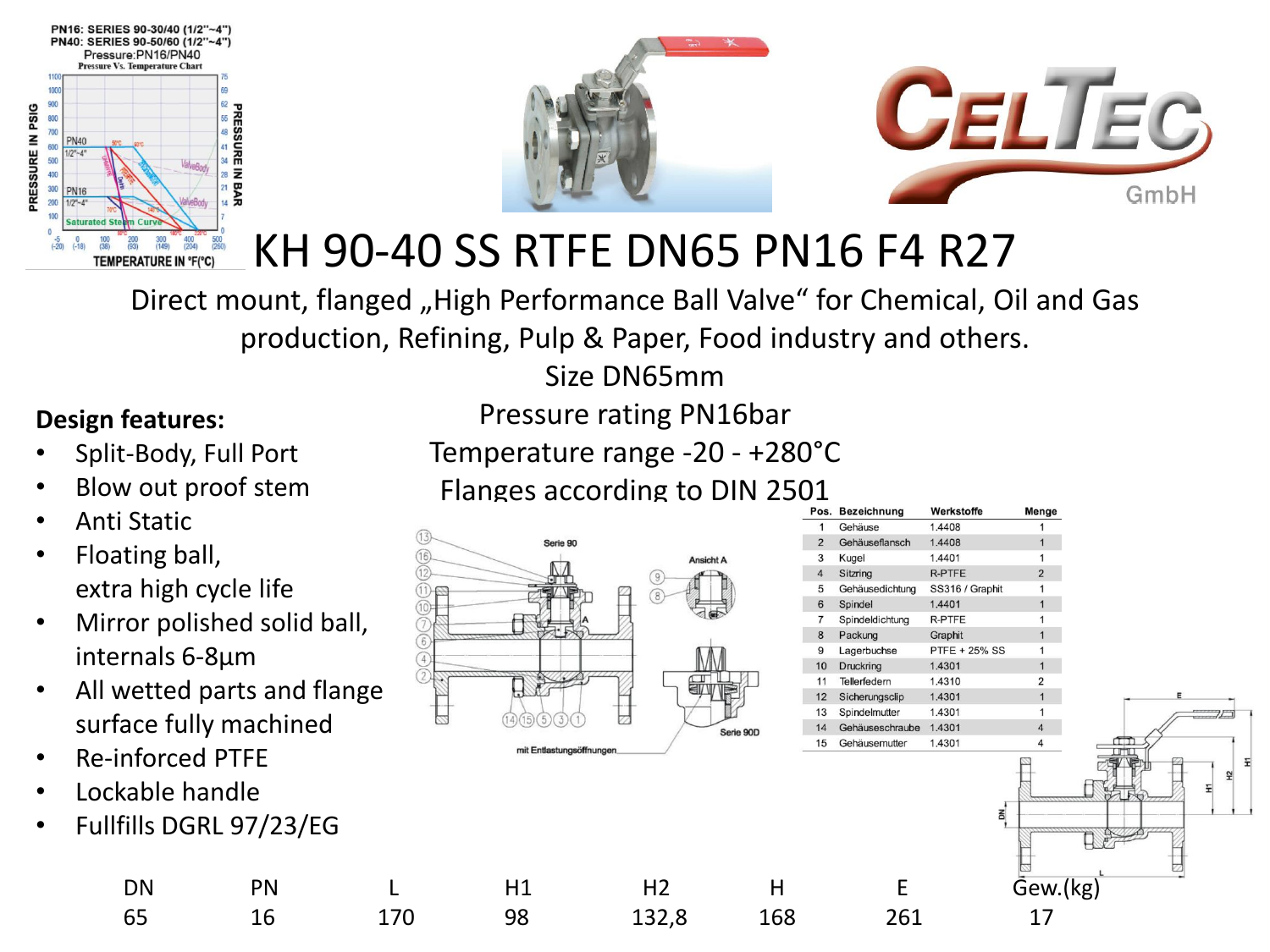# KH 90-40 SS RTFE DN65 PN16 F4 R27

Direct mount, flanged „High Performance Ball Valve“ for Chemical, Oil and Gas production, Refining, Pulp & Paper, Food industry and others.

Size DN65mm

Pressure rating PN16bar

Temperature range -20 - +280°C

Flanges according to DIN 2501

**Design features:**

- Split-Body, Full Port
- Blow out proof stem
- Anti Static
- Floating ball, extra high cycle life
- Mirror polished solid ball, internals 6-8µm
- All wetted parts and flange surface fully machined
- Re-inforced PTFE
- Lockable handle
- Fullfills DGRL 97/23/EG

| Pos. | Bezeichnung | Werkstoffe | Menge |
|---|---|---|---|
| 1 | Gehäuse | 1.4408 | 1 |
| 2 | Gehäuseflansch | 1.4408 | 1 |
| 3 | Kugel | 1.4401 | 1 |
| 4 | Sitzring | R-PTFE | 2 |
| 5 | Gehäusedichtung | SS316 / Graphit | 1 |
| 6 | Spindel | 1.4401 | 1 |
| 7 | Spindeldichtung | R-PTFE | 1 |
| 8 | Packung | Graphit | 1 |
| 9 | Lagerbuchse | PTFE + 25% SS | 1 |
| 10 | Druckring | 1.4301 | 1 |
| 11 | Tellerfedern | 1.4310 | 2 |
| 12 | Sicherungsclip | 1.4301 | 1 |
| 13 | Spindelmutter | 1.4301 | 1 |
| 14 | Gehäuseschraube | 1.4301 | 4 |
| 15 | Gehäusemutter | 1.4301 | 4 |

| DN | PN | L | H1 | H2 | H | E | Gew.(kg) |
|---|---|---|---|---|---|---|---|
| 65 | 16 | 170 | 98 | 132,8 | 168 | 261 | 17 |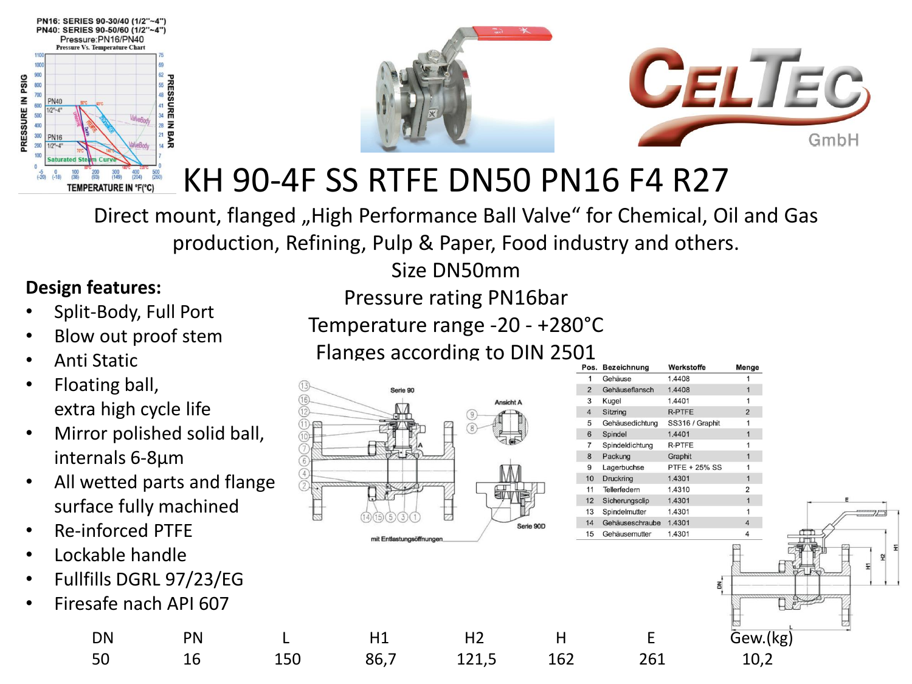# KH 90-4F SS RTFE DN50 PN16 F4 R27

Direct mount, flanged „High Performance Ball Valve“ for Chemical, Oil and Gas production, Refining, Pulp & Paper, Food industry and others.

Size DN50mm

Pressure rating PN16bar

Temperature range -20 - +280°C

Flanges according to DIN 2501

**Design features:**

- Split-Body, Full Port
- Blow out proof stem
- Anti Static
- Floating ball, extra high cycle life
- Mirror polished solid ball, internals 6-8µm
- All wetted parts and flange surface fully machined
- Re-inforced PTFE
- Lockable handle
- Fullfills DGRL 97/23/EG
- Firesafe nach API 607

| Pos. | Bezeichnung | Werkstoffe | Menge |
|---|---|---|---|
| 1 | Gehäuse | 1.4408 | 1 |
| 2 | Gehäuseflansch | 1.4408 | 1 |
| 3 | Kugel | 1.4401 | 1 |
| 4 | Sitzring | R-PTFE | 2 |
| 5 | Gehäusedichtung | SS316 / Graphit | 1 |
| 6 | Spindel | 1.4401 | 1 |
| 7 | Spindeldichtung | R-PTFE | 1 |
| 8 | Packung | Graphit | 1 |
| 9 | Lagerbuchse | PTFE + 25% SS | 1 |
| 10 | Druckring | 1.4301 | 1 |
| 11 | Tellerfedern | 1.4310 | 2 |
| 12 | Sicherungsclip | 1.4301 | 1 |
| 13 | Spindelmutter | 1.4301 | 1 |
| 14 | Gehäuseschraube | 1.4301 | 4 |
| 15 | Gehäusemutter | 1.4301 | 4 |

| DN | PN | L | H1 | H2 | H | E | Gew.(kg) |
|---|---|---|---|---|---|---|---|
| 50 | 16 | 150 | 86,7 | 121,5 | 162 | 261 | 10,2 |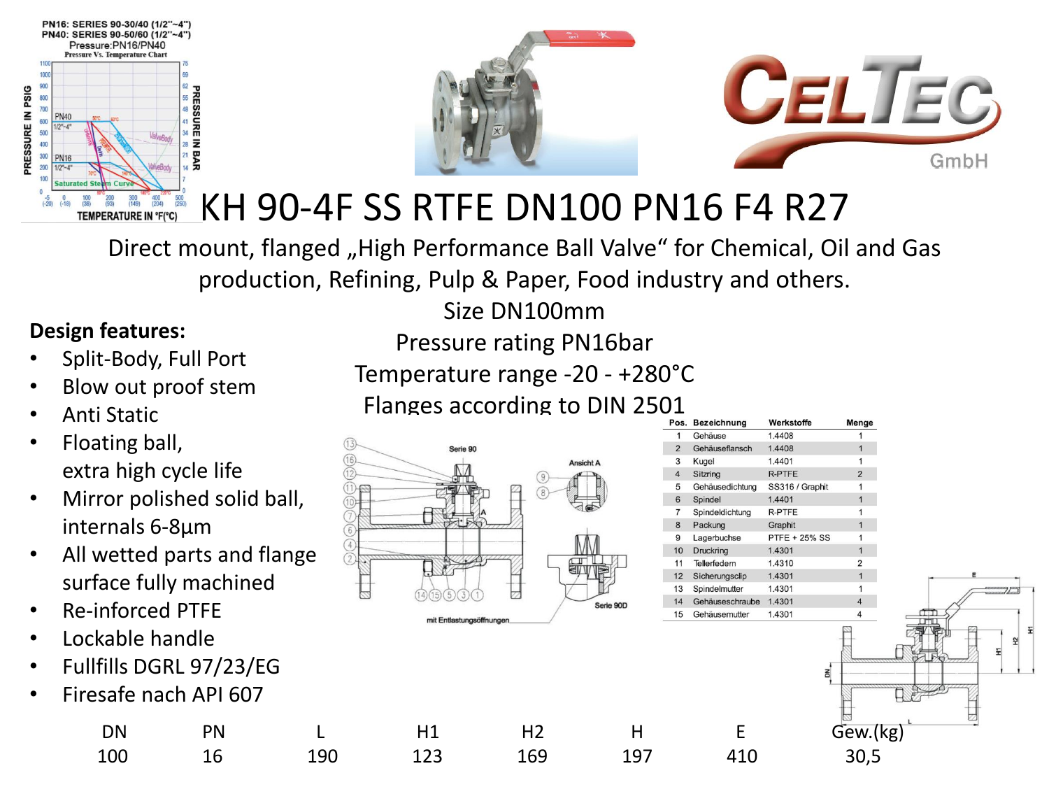# KH 90-4F SS RTFE DN100 PN16 F4 R27

Direct mount, flanged „High Performance Ball Valve" for Chemical, Oil and Gas production, Refining, Pulp & Paper, Food industry and others.

Size DN100mm

Pressure rating PN16bar

Temperature range -20 - +280°C

Flanges according to DIN 2501

**Design features:**

- Split-Body, Full Port
- Blow out proof stem
- Anti Static
- Floating ball, extra high cycle life
- Mirror polished solid ball, internals 6-8µm
- All wetted parts and flange surface fully machined
- Re-inforced PTFE
- Lockable handle
- Fullfills DGRL 97/23/EG
- Firesafe nach API 607

| Pos. | Bezeichnung | Werkstoffe | Menge |
|---|---|---|---|
| 1 | Gehäuse | 1.4408 | 1 |
| 2 | Gehäuseflansch | 1.4408 | 1 |
| 3 | Kugel | 1.4401 | 1 |
| 4 | Sitzring | R-PTFE | 2 |
| 5 | Gehäusedichtung | SS316 / Graphit | 1 |
| 6 | Spindel | 1.4401 | 1 |
| 7 | Spindeldichtung | R-PTFE | 1 |
| 8 | Packung | Graphit | 1 |
| 9 | Lagerbuchse | PTFE + 25% SS | 1 |
| 10 | Druckring | 1.4301 | 1 |
| 11 | Tellerfedern | 1.4310 | 2 |
| 12 | Sicherungsclip | 1.4301 | 1 |
| 13 | Spindelmutter | 1.4301 | 1 |
| 14 | Gehäuseschraube | 1.4301 | 4 |
| 15 | Gehäusemutter | 1.4301 | 4 |

| DN | PN | L | H1 | H2 | H | E | Gew.(kg) |
|---|---|---|---|---|---|---|---|
| 100 | 16 | 190 | 123 | 169 | 197 | 410 | 30,5 |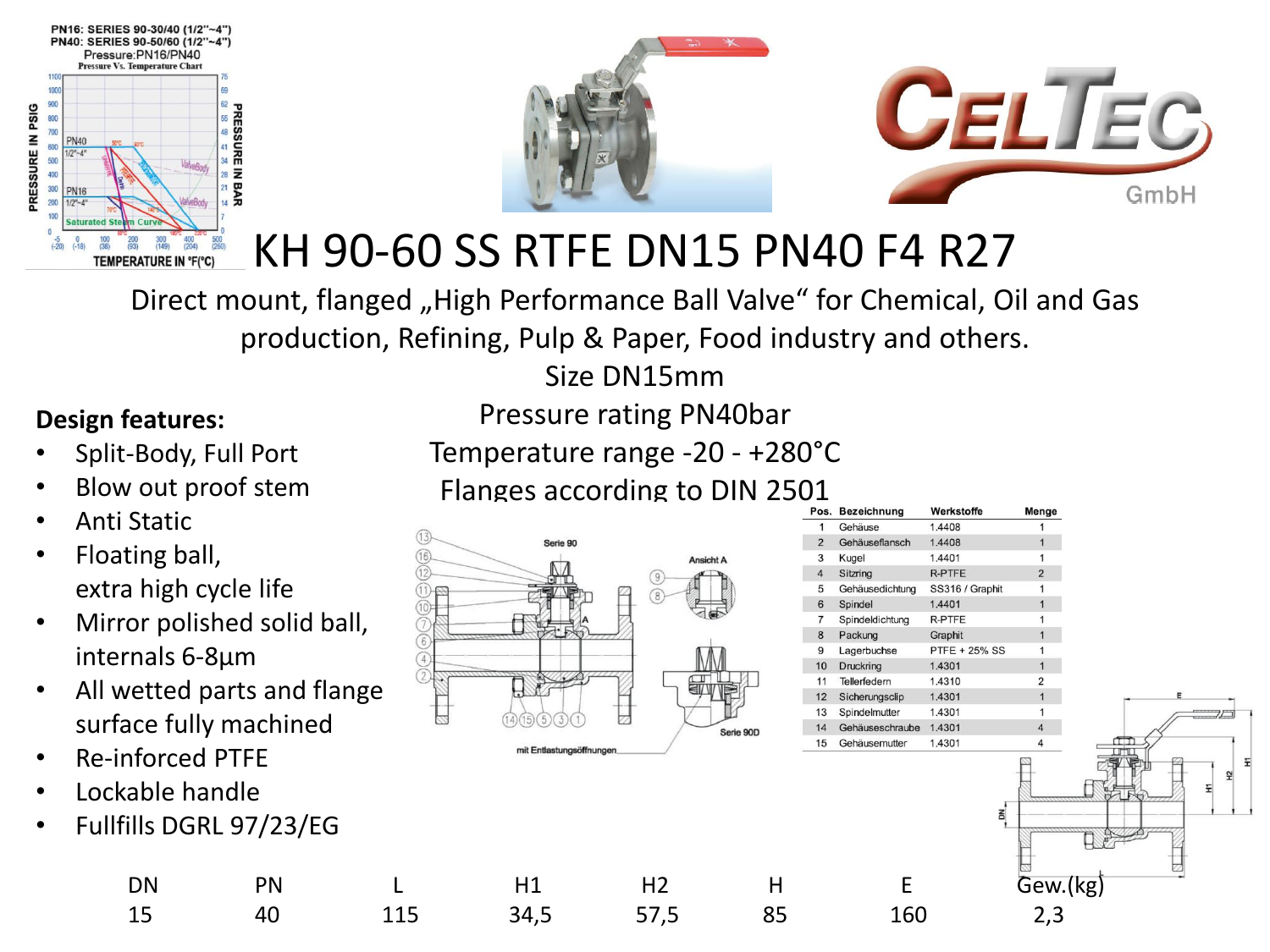# KH 90-60 SS RTFE DN15 PN40 F4 R27

Direct mount, flanged „High Performance Ball Valve“ for Chemical, Oil and Gas production, Refining, Pulp & Paper, Food industry and others.

Size DN15mm

Pressure rating PN40bar

Temperature range -20 - +280°C

Flanges according to DIN 2501

**Design features:**

- Split-Body, Full Port
- Blow out proof stem
- Anti Static
- Floating ball, extra high cycle life
- Mirror polished solid ball, internals 6-8µm
- All wetted parts and flange surface fully machined
- Re-inforced PTFE
- Lockable handle
- Fullfills DGRL 97/23/EG

| Pos. | Bezeichnung | Werkstoffe | Menge |
|---|---|---|---|
| 1 | Gehäuse | 1.4408 | 1 |
| 2 | Gehäuseflansch | 1.4408 | 1 |
| 3 | Kugel | 1.4401 | 1 |
| 4 | Sitzring | R-PTFE | 2 |
| 5 | Gehäusedichtung | SS316 / Graphit | 1 |
| 6 | Spindel | 1.4401 | 1 |
| 7 | Spindeldichtung | R-PTFE | 1 |
| 8 | Packung | Graphit | 1 |
| 9 | Lagerbuchse | PTFE + 25% SS | 1 |
| 10 | Druckring | 1.4301 | 1 |
| 11 | Tellerfedern | 1.4310 | 2 |
| 12 | Sicherungsclip | 1.4301 | 1 |
| 13 | Spindelmutter | 1.4301 | 1 |
| 14 | Gehäuseschraube | 1.4301 | 4 |
| 15 | Gehäusemutter | 1.4301 | 4 |

| DN | PN | L | H1 | H2 | H | E | Gew.(kg) |
|---|---|---|---|---|---|---|---|
| 15 | 40 | 115 | 34,5 | 57,5 | 85 | 160 | 2,3 |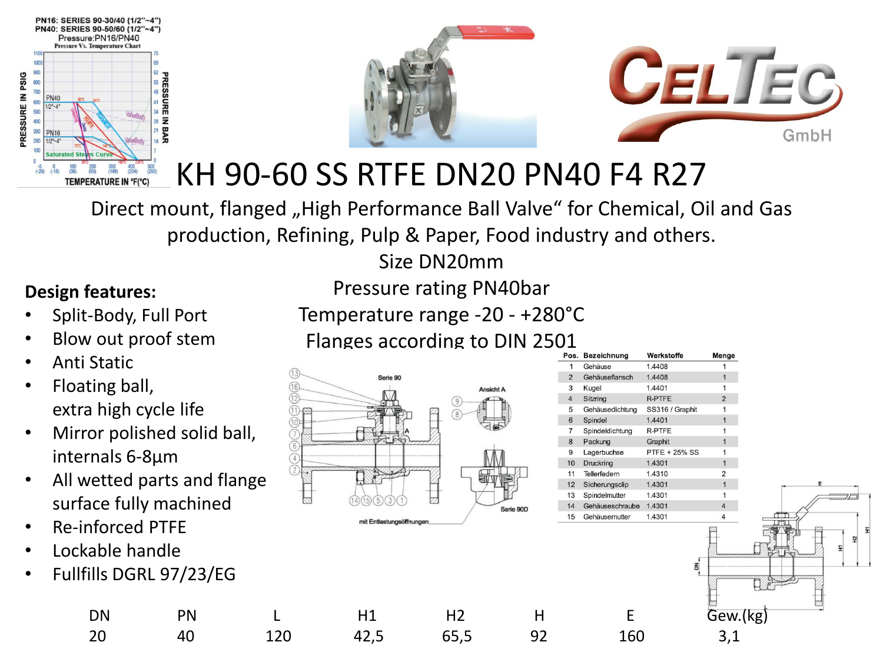# KH 90-60 SS RTFE DN20 PN40 F4 R27

Direct mount, flanged „High Performance Ball Valve" for Chemical, Oil and Gas production, Refining, Pulp & Paper, Food industry and others.

Size DN20mm

Pressure rating PN40bar

Temperature range -20 - +280°C

Flanges according to DIN 2501

**Design features:**

- Split-Body, Full Port
- Blow out proof stem
- Anti Static
- Floating ball, extra high cycle life
- Mirror polished solid ball, internals 6-8µm
- All wetted parts and flange surface fully machined
- Re-inforced PTFE
- Lockable handle
- Fullfills DGRL 97/23/EG

| Pos. | Bezeichnung | Werkstoffe | Menge |
|---|---|---|---|
| 1 | Gehäuse | 1.4408 | 1 |
| 2 | Gehäuseflansch | 1.4408 | 1 |
| 3 | Kugel | 1.4401 | 1 |
| 4 | Sitzring | R-PTFE | 2 |
| 5 | Gehäusedichtung | SS316 / Graphit | 1 |
| 6 | Spindel | 1.4401 | 1 |
| 7 | Spindeldichtung | R-PTFE | 1 |
| 8 | Packung | Graphit | 1 |
| 9 | Lagerbuchse | PTFE + 25% SS | 1 |
| 10 | Druckring | 1.4301 | 1 |
| 11 | Tellerfedern | 1.4310 | 2 |
| 12 | Sicherungsclip | 1.4301 | 1 |
| 13 | Spindelmutter | 1.4301 | 1 |
| 14 | Gehäuseschraube | 1.4301 | 4 |
| 15 | Gehäusemutter | 1.4301 | 4 |

| DN | PN | L | H1 | H2 | H | E | Gew.(kg) |
|---|---|---|---|---|---|---|---|
| 20 | 40 | 120 | 42,5 | 65,5 | 92 | 160 | 3,1 |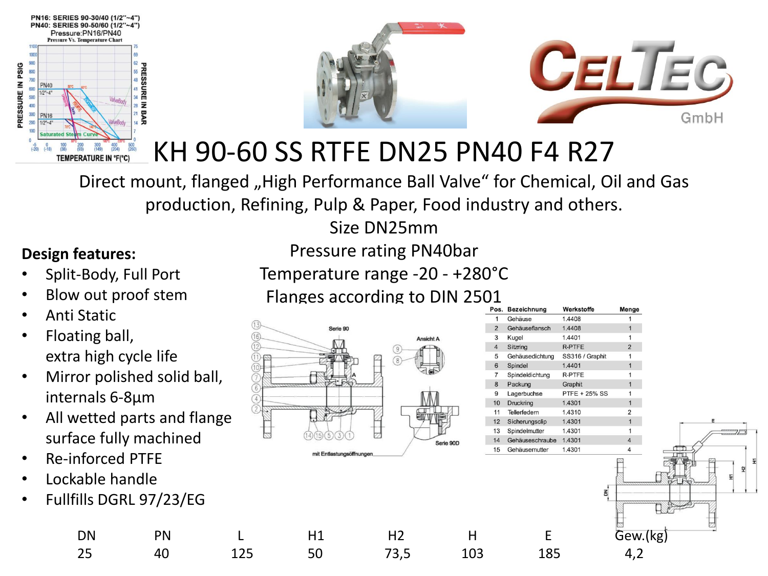# KH 90-60 SS RTFE DN25 PN40 F4 R27

Direct mount, flanged „High Performance Ball Valve“ for Chemical, Oil and Gas production, Refining, Pulp & Paper, Food industry and others.

Size DN25mm

Pressure rating PN40bar

Temperature range -20 - +280°C

Flanges according to DIN 2501

**Design features:**

- Split-Body, Full Port
- Blow out proof stem
- Anti Static
- Floating ball, extra high cycle life
- Mirror polished solid ball, internals 6-8µm
- All wetted parts and flange surface fully machined
- Re-inforced PTFE
- Lockable handle
- Fullfills DGRL 97/23/EG

| Pos. | Bezeichnung | Werkstoffe | Menge |
|---|---|---|---|
| 1 | Gehäuse | 1.4408 | 1 |
| 2 | Gehäuseflansch | 1.4408 | 1 |
| 3 | Kugel | 1.4401 | 1 |
| 4 | Sitzring | R-PTFE | 2 |
| 5 | Gehäusedichtung | SS316 / Graphit | 1 |
| 6 | Spindel | 1.4401 | 1 |
| 7 | Spindeldichtung | R-PTFE | 1 |
| 8 | Packung | Graphit | 1 |
| 9 | Lagerbuchse | PTFE + 25% SS | 1 |
| 10 | Druckring | 1.4301 | 1 |
| 11 | Tellerfedern | 1.4310 | 2 |
| 12 | Sicherungsclip | 1.4301 | 1 |
| 13 | Spindelmutter | 1.4301 | 1 |
| 14 | Gehäuseschraube | 1.4301 | 4 |
| 15 | Gehäusemutter | 1.4301 | 4 |

| DN | PN | L | H1 | H2 | H | E | Gew.(kg) |
|---|---|---|---|---|---|---|---|
| 25 | 40 | 125 | 50 | 73,5 | 103 | 185 | 4,2 |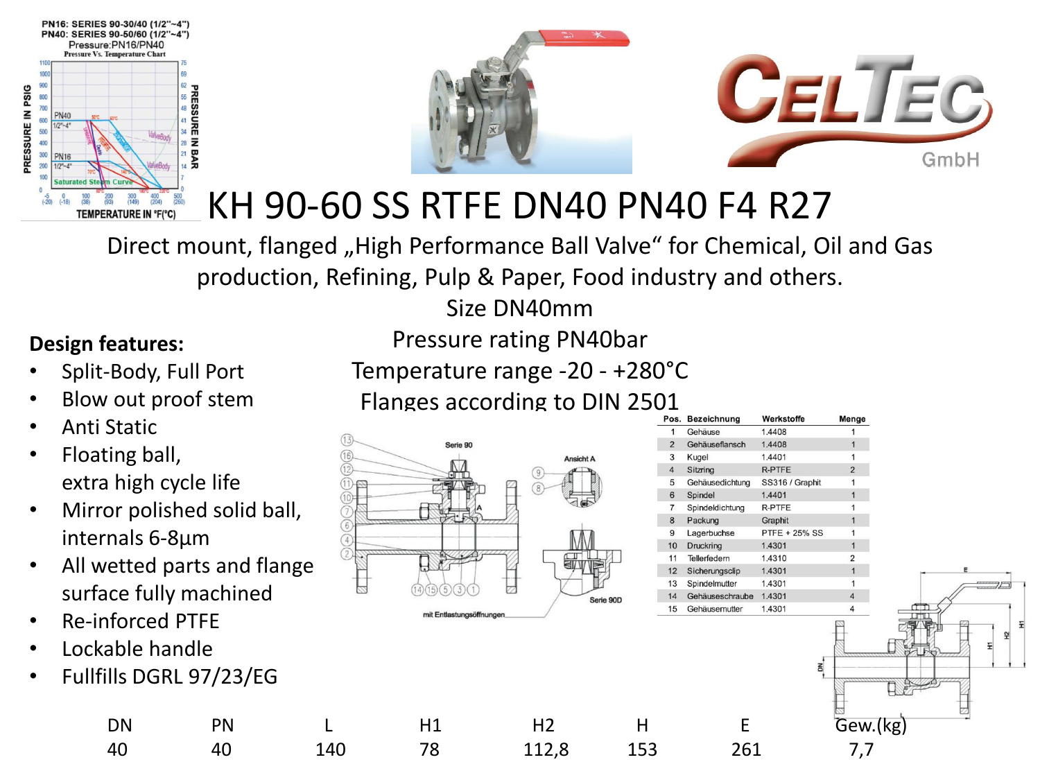# KH 90-60 SS RTFE DN40 PN40 F4 R27

Direct mount, flanged „High Performance Ball Valve“ for Chemical, Oil and Gas production, Refining, Pulp & Paper, Food industry and others.

Size DN40mm

Pressure rating PN40bar

Temperature range -20 - +280°C

Flanges according to DIN 2501

**Design features:**

- Split-Body, Full Port
- Blow out proof stem
- Anti Static
- Floating ball, extra high cycle life
- Mirror polished solid ball, internals 6-8µm
- All wetted parts and flange surface fully machined
- Re-inforced PTFE
- Lockable handle
- Fullfills DGRL 97/23/EG

| Pos. | Bezeichnung | Werkstoffe | Menge |
|---|---|---|---|
| 1 | Gehäuse | 1.4408 | 1 |
| 2 | Gehäuseflansch | 1.4408 | 1 |
| 3 | Kugel | 1.4401 | 1 |
| 4 | Sitzring | R-PTFE | 2 |
| 5 | Gehäusedichtung | SS316 / Graphit | 1 |
| 6 | Spindel | 1.4401 | 1 |
| 7 | Spindeldichtung | R-PTFE | 1 |
| 8 | Packung | Graphit | 1 |
| 9 | Lagerbuchse | PTFE + 25% SS | 1 |
| 10 | Druckring | 1.4301 | 1 |
| 11 | Tellerfedern | 1.4310 | 2 |
| 12 | Sicherungsclip | 1.4301 | 1 |
| 13 | Spindelmutter | 1.4301 | 1 |
| 14 | Gehäuseschraube | 1.4301 | 4 |
| 15 | Gehäusemutter | 1.4301 | 4 |

| DN | PN | L | H1 | H2 | H | E | Gew.(kg) |
|---|---|---|---|---|---|---|---|
| 40 | 40 | 140 | 78 | 112,8 | 153 | 261 | 7,7 |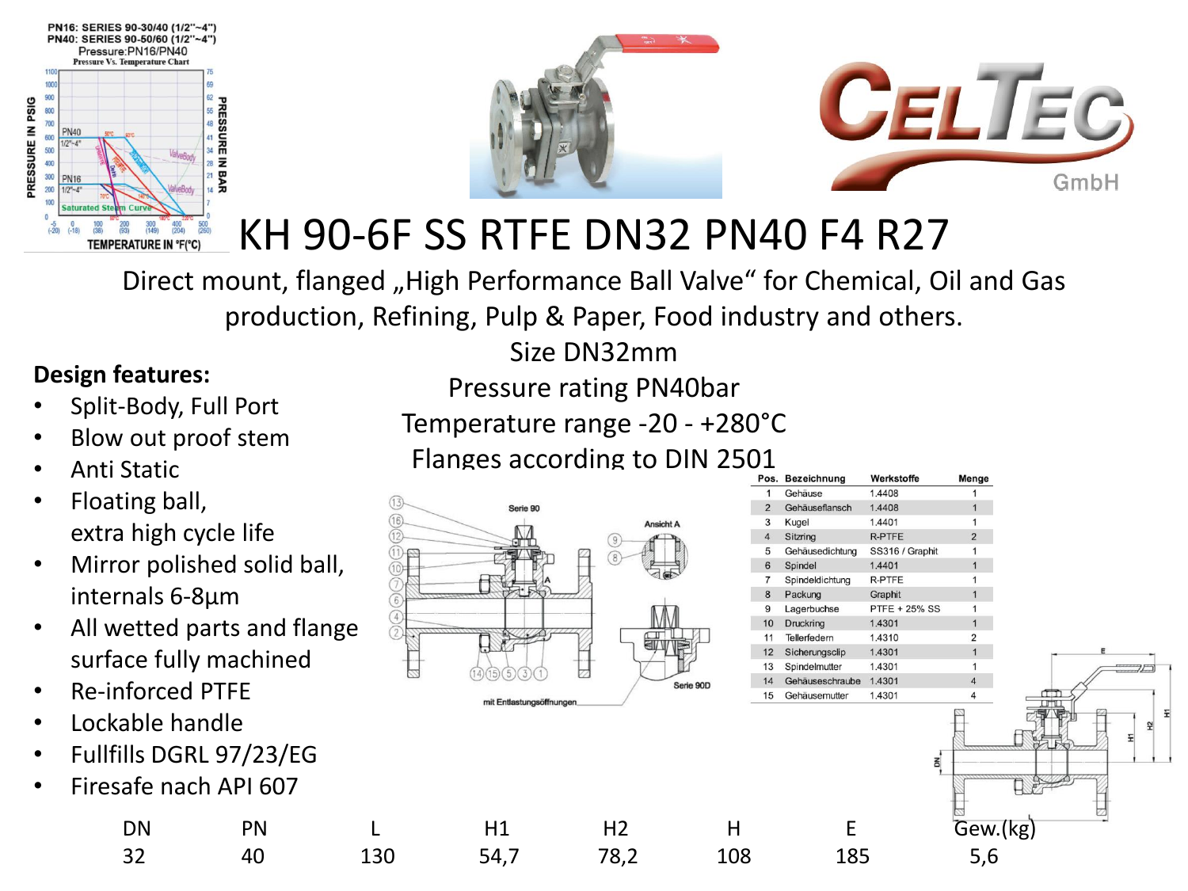# KH 90-6F SS RTFE DN32 PN40 F4 R27

Direct mount, flanged „High Performance Ball Valve“ for Chemical, Oil and Gas production, Refining, Pulp & Paper, Food industry and others.

Size DN32mm

Pressure rating PN40bar

Temperature range -20 - +280°C

Flanges according to DIN 2501

PN16: SERIES 90-30/40 (1/2"~4")
PN40: SERIES 90-50/60 (1/2"~4")
Pressure:PN16/PN40
Pressure Vs. Temperature Chart

PRESSURE IN PSIG

PRESSURE IN BAR

TEMPERATURE IN °F(°C)

Saturated Steam Curve

CELTEC GmbH

**Design features:**

- Split-Body, Full Port
- Blow out proof stem
- Anti Static
- Floating ball, extra high cycle life
- Mirror polished solid ball, internals 6-8µm
- All wetted parts and flange surface fully machined
- Re-inforced PTFE
- Lockable handle
- Fullfills DGRL 97/23/EG
- Firesafe nach API 607

Serie 90

Ansicht A

Serie 90D

mit Entlastungsöffnungen

| Pos. | Bezeichnung | Werkstoffe | Menge |
|---|---|---|---|
| 1 | Gehäuse | 1.4408 | 1 |
| 2 | Gehäuseflansch | 1.4408 | 1 |
| 3 | Kugel | 1.4401 | 1 |
| 4 | Sitzring | R-PTFE | 2 |
| 5 | Gehäusedichtung | SS316 / Graphit | 1 |
| 6 | Spindel | 1.4401 | 1 |
| 7 | Spindeldichtung | R-PTFE | 1 |
| 8 | Packung | Graphit | 1 |
| 9 | Lagerbuchse | PTFE + 25% SS | 1 |
| 10 | Druckring | 1.4301 | 1 |
| 11 | Tellerfedern | 1.4310 | 2 |
| 12 | Sicherungsclip | 1.4301 | 1 |
| 13 | Spindelmutter | 1.4301 | 1 |
| 14 | Gehäuseschraube | 1.4301 | 4 |
| 15 | Gehäusemutter | 1.4301 | 4 |

| DN | PN | L | H1 | H2 | H | E | Gew.(kg) |
|---|---|---|---|---|---|---|---|
| 32 | 40 | 130 | 54,7 | 78,2 | 108 | 185 | 5,6 |